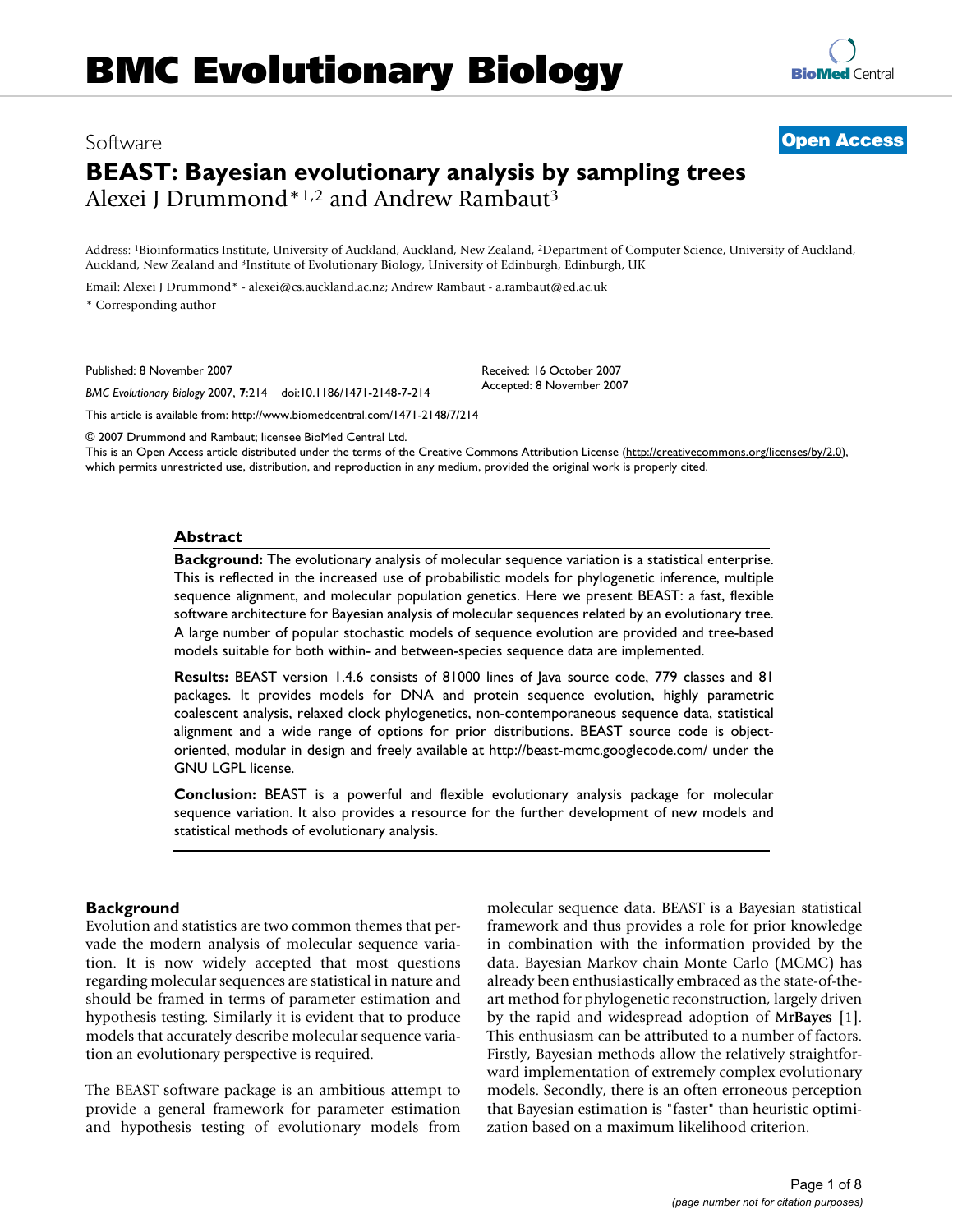# BMC Evolutionary Biology

Software

**Open Access**

## BEAST: Bayesian evolutionary analysis by sampling trees

Alexei J Drummond*[1,2] and Andrew Rambaut[3]

Address: [1]Bioinformatics Institute, University of Auckland, Auckland, New Zealand, [2]Department of Computer Science, University of Auckland, Auckland, New Zealand and [3]Institute of Evolutionary Biology, University of Edinburgh, Edinburgh, UK

Email: Alexei J Drummond* - alexei@cs.auckland.ac.nz; Andrew Rambaut - a.rambaut@ed.ac.uk

\* Corresponding author

Published: 8 November 2007

*BMC Evolutionary Biology* 2007, **7**:214 doi:10.1186/1471-2148-7-214

Received: 16 October 2007
Accepted: 8 November 2007

This article is available from: http://www.biomedcentral.com/1471-2148/7/214

© 2007 Drummond and Rambaut; licensee BioMed Central Ltd.
This is an Open Access article distributed under the terms of the Creative Commons Attribution License (http://creativecommons.org/licenses/by/2.0), which permits unrestricted use, distribution, and reproduction in any medium, provided the original work is properly cited.

### Abstract

**Background:** The evolutionary analysis of molecular sequence variation is a statistical enterprise. This is reflected in the increased use of probabilistic models for phylogenetic inference, multiple sequence alignment, and molecular population genetics. Here we present BEAST: a fast, flexible software architecture for Bayesian analysis of molecular sequences related by an evolutionary tree. A large number of popular stochastic models of sequence evolution are provided and tree-based models suitable for both within- and between-species sequence data are implemented.

**Results:** BEAST version 1.4.6 consists of 81000 lines of Java source code, 779 classes and 81 packages. It provides models for DNA and protein sequence evolution, highly parametric coalescent analysis, relaxed clock phylogenetics, non-contemporaneous sequence data, statistical alignment and a wide range of options for prior distributions. BEAST source code is object-oriented, modular in design and freely available at http://beast-mcmc.googlecode.com/ under the GNU LGPL license.

**Conclusion:** BEAST is a powerful and flexible evolutionary analysis package for molecular sequence variation. It also provides a resource for the further development of new models and statistical methods of evolutionary analysis.

### Background

Evolution and statistics are two common themes that pervade the modern analysis of molecular sequence variation. It is now widely accepted that most questions regarding molecular sequences are statistical in nature and should be framed in terms of parameter estimation and hypothesis testing. Similarly it is evident that to produce models that accurately describe molecular sequence variation an evolutionary perspective is required.

The BEAST software package is an ambitious attempt to provide a general framework for parameter estimation and hypothesis testing of evolutionary models from molecular sequence data. BEAST is a Bayesian statistical framework and thus provides a role for prior knowledge in combination with the information provided by the data. Bayesian Markov chain Monte Carlo (MCMC) has already been enthusiastically embraced as the state-of-the-art method for phylogenetic reconstruction, largely driven by the rapid and widespread adoption of **MrBayes** [1]. This enthusiasm can be attributed to a number of factors. Firstly, Bayesian methods allow the relatively straightforward implementation of extremely complex evolutionary models. Secondly, there is an often erroneous perception that Bayesian estimation is "faster" than heuristic optimization based on a maximum likelihood criterion.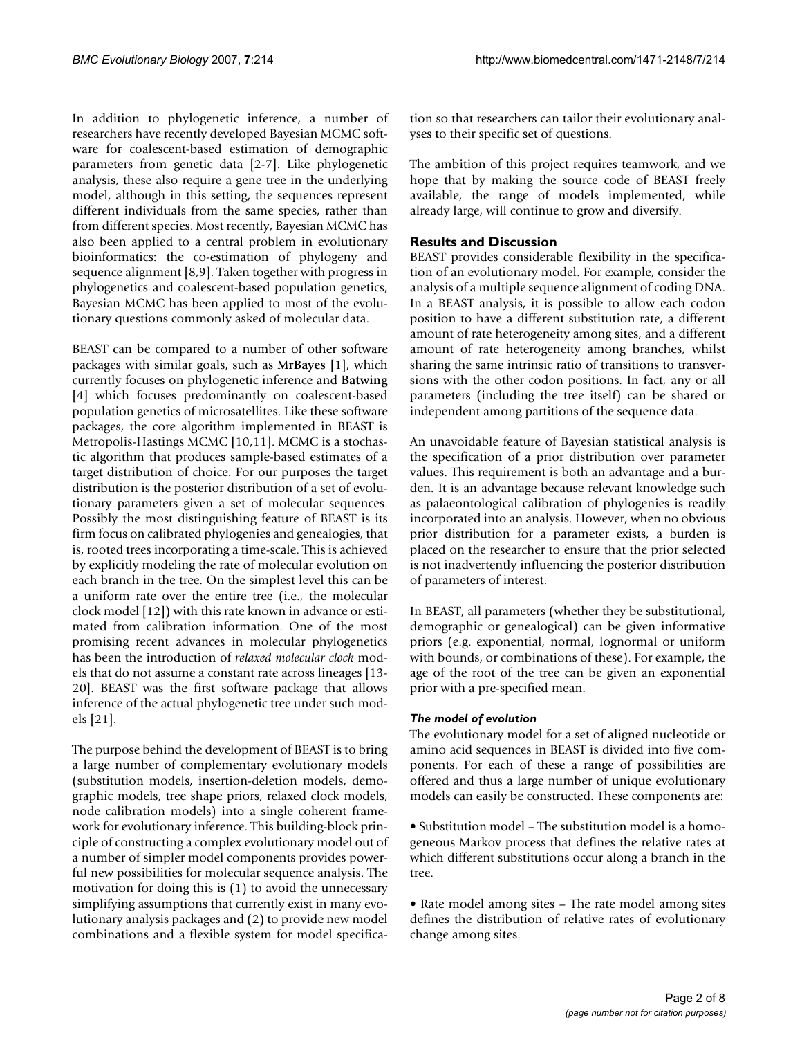In addition to phylogenetic inference, a number of researchers have recently developed Bayesian MCMC software for coalescent-based estimation of demographic parameters from genetic data [2-7]. Like phylogenetic analysis, these also require a gene tree in the underlying model, although in this setting, the sequences represent different individuals from the same species, rather than from different species. Most recently, Bayesian MCMC has also been applied to a central problem in evolutionary bioinformatics: the co-estimation of phylogeny and sequence alignment [8,9]. Taken together with progress in phylogenetics and coalescent-based population genetics, Bayesian MCMC has been applied to most of the evolutionary questions commonly asked of molecular data.

BEAST can be compared to a number of other software packages with similar goals, such as **MrBayes** [1], which currently focuses on phylogenetic inference and **Batwing** [4] which focuses predominantly on coalescent-based population genetics of microsatellites. Like these software packages, the core algorithm implemented in BEAST is Metropolis-Hastings MCMC [10,11]. MCMC is a stochastic algorithm that produces sample-based estimates of a target distribution of choice. For our purposes the target distribution is the posterior distribution of a set of evolutionary parameters given a set of molecular sequences. Possibly the most distinguishing feature of BEAST is its firm focus on calibrated phylogenies and genealogies, that is, rooted trees incorporating a time-scale. This is achieved by explicitly modeling the rate of molecular evolution on each branch in the tree. On the simplest level this can be a uniform rate over the entire tree (i.e., the molecular clock model [12]) with this rate known in advance or estimated from calibration information. One of the most promising recent advances in molecular phylogenetics has been the introduction of *relaxed molecular clock* models that do not assume a constant rate across lineages [13-20]. BEAST was the first software package that allows inference of the actual phylogenetic tree under such models [21].

The purpose behind the development of BEAST is to bring a large number of complementary evolutionary models (substitution models, insertion-deletion models, demographic models, tree shape priors, relaxed clock models, node calibration models) into a single coherent framework for evolutionary inference. This building-block principle of constructing a complex evolutionary model out of a number of simpler model components provides powerful new possibilities for molecular sequence analysis. The motivation for doing this is (1) to avoid the unnecessary simplifying assumptions that currently exist in many evolutionary analysis packages and (2) to provide new model combinations and a flexible system for model specification so that researchers can tailor their evolutionary analyses to their specific set of questions.

The ambition of this project requires teamwork, and we hope that by making the source code of BEAST freely available, the range of models implemented, while already large, will continue to grow and diversify.

## Results and Discussion

BEAST provides considerable flexibility in the specification of an evolutionary model. For example, consider the analysis of a multiple sequence alignment of coding DNA. In a BEAST analysis, it is possible to allow each codon position to have a different substitution rate, a different amount of rate heterogeneity among sites, and a different amount of rate heterogeneity among branches, whilst sharing the same intrinsic ratio of transitions to transversions with the other codon positions. In fact, any or all parameters (including the tree itself) can be shared or independent among partitions of the sequence data.

An unavoidable feature of Bayesian statistical analysis is the specification of a prior distribution over parameter values. This requirement is both an advantage and a burden. It is an advantage because relevant knowledge such as palaeontological calibration of phylogenies is readily incorporated into an analysis. However, when no obvious prior distribution for a parameter exists, a burden is placed on the researcher to ensure that the prior selected is not inadvertently influencing the posterior distribution of parameters of interest.

In BEAST, all parameters (whether they be substitutional, demographic or genealogical) can be given informative priors (e.g. exponential, normal, lognormal or uniform with bounds, or combinations of these). For example, the age of the root of the tree can be given an exponential prior with a pre-specified mean.

### *The model of evolution*

The evolutionary model for a set of aligned nucleotide or amino acid sequences in BEAST is divided into five components. For each of these a range of possibilities are offered and thus a large number of unique evolutionary models can easily be constructed. These components are:

- Substitution model – The substitution model is a homogeneous Markov process that defines the relative rates at which different substitutions occur along a branch in the tree.

- Rate model among sites – The rate model among sites defines the distribution of relative rates of evolutionary change among sites.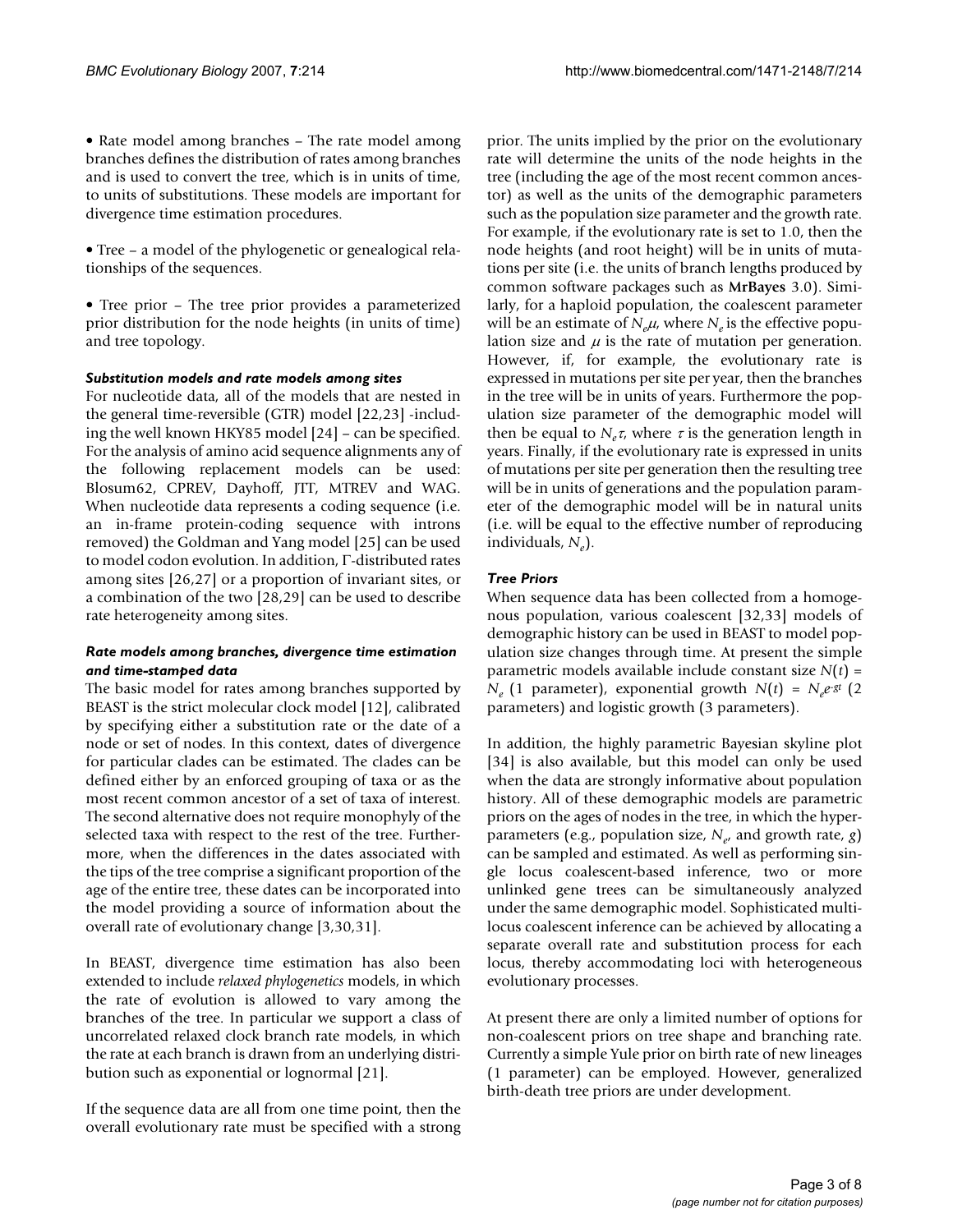- Rate model among branches – The rate model among branches defines the distribution of rates among branches and is used to convert the tree, which is in units of time, to units of substitutions. These models are important for divergence time estimation procedures.

- Tree – a model of the phylogenetic or genealogical relationships of the sequences.

- Tree prior – The tree prior provides a parameterized prior distribution for the node heights (in units of time) and tree topology.

### *Substitution models and rate models among sites*

For nucleotide data, all of the models that are nested in the general time-reversible (GTR) model [22,23] -including the well known HKY85 model [24] – can be specified. For the analysis of amino acid sequence alignments any of the following replacement models can be used: Blosum62, CPREV, Dayhoff, JTT, MTREV and WAG. When nucleotide data represents a coding sequence (i.e. an in-frame protein-coding sequence with introns removed) the Goldman and Yang model [25] can be used to model codon evolution. In addition, $\Gamma$-distributed rates among sites [26,27] or a proportion of invariant sites, or a combination of the two [28,29] can be used to describe rate heterogeneity among sites.

### *Rate models among branches, divergence time estimation and time-stamped data*

The basic model for rates among branches supported by BEAST is the strict molecular clock model [12], calibrated by specifying either a substitution rate or the date of a node or set of nodes. In this context, dates of divergence for particular clades can be estimated. The clades can be defined either by an enforced grouping of taxa or as the most recent common ancestor of a set of taxa of interest. The second alternative does not require monophyly of the selected taxa with respect to the rest of the tree. Furthermore, when the differences in the dates associated with the tips of the tree comprise a significant proportion of the age of the entire tree, these dates can be incorporated into the model providing a source of information about the overall rate of evolutionary change [3,30,31].

In BEAST, divergence time estimation has also been extended to include *relaxed phylogenetics* models, in which the rate of evolution is allowed to vary among the branches of the tree. In particular we support a class of uncorrelated relaxed clock branch rate models, in which the rate at each branch is drawn from an underlying distribution such as exponential or lognormal [21].

If the sequence data are all from one time point, then the overall evolutionary rate must be specified with a strong prior. The units implied by the prior on the evolutionary rate will determine the units of the node heights in the tree (including the age of the most recent common ancestor) as well as the units of the demographic parameters such as the population size parameter and the growth rate. For example, if the evolutionary rate is set to 1.0, then the node heights (and root height) will be in units of mutations per site (i.e. the units of branch lengths produced by common software packages such as **MrBayes** 3.0). Similarly, for a haploid population, the coalescent parameter will be an estimate of $N_e\mu$, where $N_e$ is the effective population size and $\mu$ is the rate of mutation per generation. However, if, for example, the evolutionary rate is expressed in mutations per site per year, then the branches in the tree will be in units of years. Furthermore the population size parameter of the demographic model will then be equal to $N_e\tau$, where $\tau$ is the generation length in years. Finally, if the evolutionary rate is expressed in units of mutations per site per generation then the resulting tree will be in units of generations and the population parameter of the demographic model will be in natural units (i.e. will be equal to the effective number of reproducing individuals, $N_e$).

### *Tree Priors*

When sequence data has been collected from a homogenous population, various coalescent [32,33] models of demographic history can be used in BEAST to model population size changes through time. At present the simple parametric models available include constant size $N(t) = N_e$ (1 parameter), exponential growth $N(t) = N_e e^{-gt}$ (2 parameters) and logistic growth (3 parameters).

In addition, the highly parametric Bayesian skyline plot [34] is also available, but this model can only be used when the data are strongly informative about population history. All of these demographic models are parametric priors on the ages of nodes in the tree, in which the hyperparameters (e.g., population size, $N_e$, and growth rate, $g$) can be sampled and estimated. As well as performing single locus coalescent-based inference, two or more unlinked gene trees can be simultaneously analyzed under the same demographic model. Sophisticated multilocus coalescent inference can be achieved by allocating a separate overall rate and substitution process for each locus, thereby accommodating loci with heterogeneous evolutionary processes.

At present there are only a limited number of options for non-coalescent priors on tree shape and branching rate. Currently a simple Yule prior on birth rate of new lineages (1 parameter) can be employed. However, generalized birth-death tree priors are under development.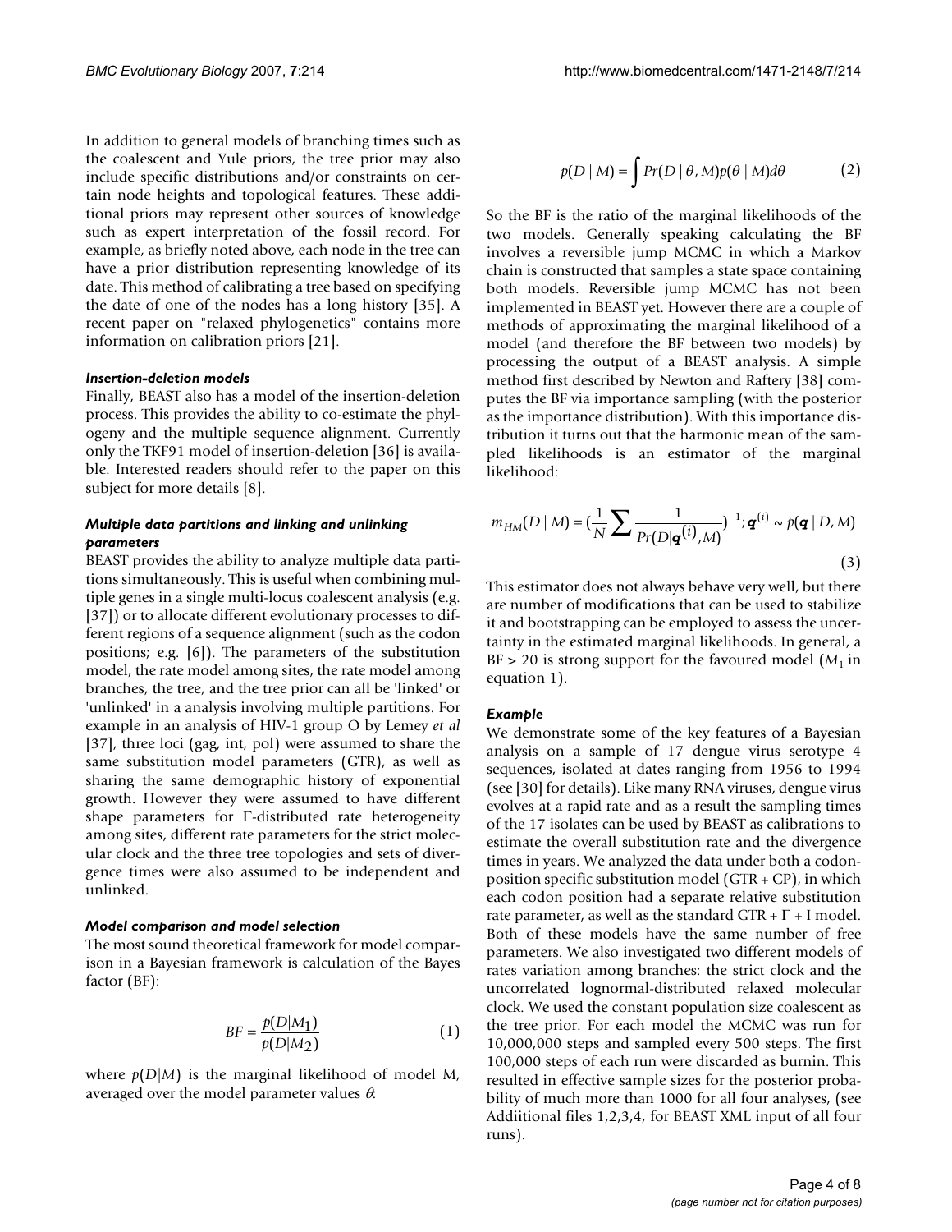In addition to general models of branching times such as the coalescent and Yule priors, the tree prior may also include specific distributions and/or constraints on certain node heights and topological features. These additional priors may represent other sources of knowledge such as expert interpretation of the fossil record. For example, as briefly noted above, each node in the tree can have a prior distribution representing knowledge of its date. This method of calibrating a tree based on specifying the date of one of the nodes has a long history [35]. A recent paper on "relaxed phylogenetics" contains more information on calibration priors [21].

#### *Insertion-deletion models*

Finally, BEAST also has a model of the insertion-deletion process. This provides the ability to co-estimate the phylogeny and the multiple sequence alignment. Currently only the TKF91 model of insertion-deletion [36] is available. Interested readers should refer to the paper on this subject for more details [8].

#### *Multiple data partitions and linking and unlinking parameters*

BEAST provides the ability to analyze multiple data partitions simultaneously. This is useful when combining multiple genes in a single multi-locus coalescent analysis (e.g. [37]) or to allocate different evolutionary processes to different regions of a sequence alignment (such as the codon positions; e.g. [6]). The parameters of the substitution model, the rate model among sites, the rate model among branches, the tree, and the tree prior can all be 'linked' or 'unlinked' in a analysis involving multiple partitions. For example in an analysis of HIV-1 group O by Lemey *et al* [37], three loci (gag, int, pol) were assumed to share the same substitution model parameters (GTR), as well as sharing the same demographic history of exponential growth. However they were assumed to have different shape parameters for Γ-distributed rate heterogeneity among sites, different rate parameters for the strict molecular clock and the three tree topologies and sets of divergence times were also assumed to be independent and unlinked.

#### *Model comparison and model selection*

The most sound theoretical framework for model comparison in a Bayesian framework is calculation of the Bayes factor (BF):

$$BF = \frac{p(D|M_1)}{p(D|M_2)} \tag{1}$$

where $p(D|M)$ is the marginal likelihood of model M, averaged over the model parameter values $\theta$:

$$p(D \mid M) = \int Pr(D \mid \theta, M) p(\theta \mid M) d\theta \tag{2}$$

So the BF is the ratio of the marginal likelihoods of the two models. Generally speaking calculating the BF involves a reversible jump MCMC in which a Markov chain is constructed that samples a state space containing both models. Reversible jump MCMC has not been implemented in BEAST yet. However there are a couple of methods of approximating the marginal likelihood of a model (and therefore the BF between two models) by processing the output of a BEAST analysis. A simple method first described by Newton and Raftery [38] computes the BF via importance sampling (with the posterior as the importance distribution). With this importance distribution it turns out that the harmonic mean of the sampled likelihoods is an estimator of the marginal likelihood:

$$m_{HM}(D \mid M) = \left(\frac{1}{N} \sum \frac{1}{Pr(D|\boldsymbol{q}^{(i)}, M)}\right)^{-1}; \boldsymbol{q}^{(i)} \sim p(\boldsymbol{q} \mid D, M) \tag{3}$$

This estimator does not always behave very well, but there are number of modifications that can be used to stabilize it and bootstrapping can be employed to assess the uncertainty in the estimated marginal likelihoods. In general, a BF > 20 is strong support for the favoured model ($M_1$ in equation 1).

#### *Example*

We demonstrate some of the key features of a Bayesian analysis on a sample of 17 dengue virus serotype 4 sequences, isolated at dates ranging from 1956 to 1994 (see [30] for details). Like many RNA viruses, dengue virus evolves at a rapid rate and as a result the sampling times of the 17 isolates can be used by BEAST as calibrations to estimate the overall substitution rate and the divergence times in years. We analyzed the data under both a codon-position specific substitution model (GTR + CP), in which each codon position had a separate relative substitution rate parameter, as well as the standard GTR + Γ + I model. Both of these models have the same number of free parameters. We also investigated two different models of rates variation among branches: the strict clock and the uncorrelated lognormal-distributed relaxed molecular clock. We used the constant population size coalescent as the tree prior. For each model the MCMC was run for 10,000,000 steps and sampled every 500 steps. The first 100,000 steps of each run were discarded as burnin. This resulted in effective sample sizes for the posterior probability of much more than 1000 for all four analyses, (see Addiitional files 1,2,3,4, for BEAST XML input of all four runs).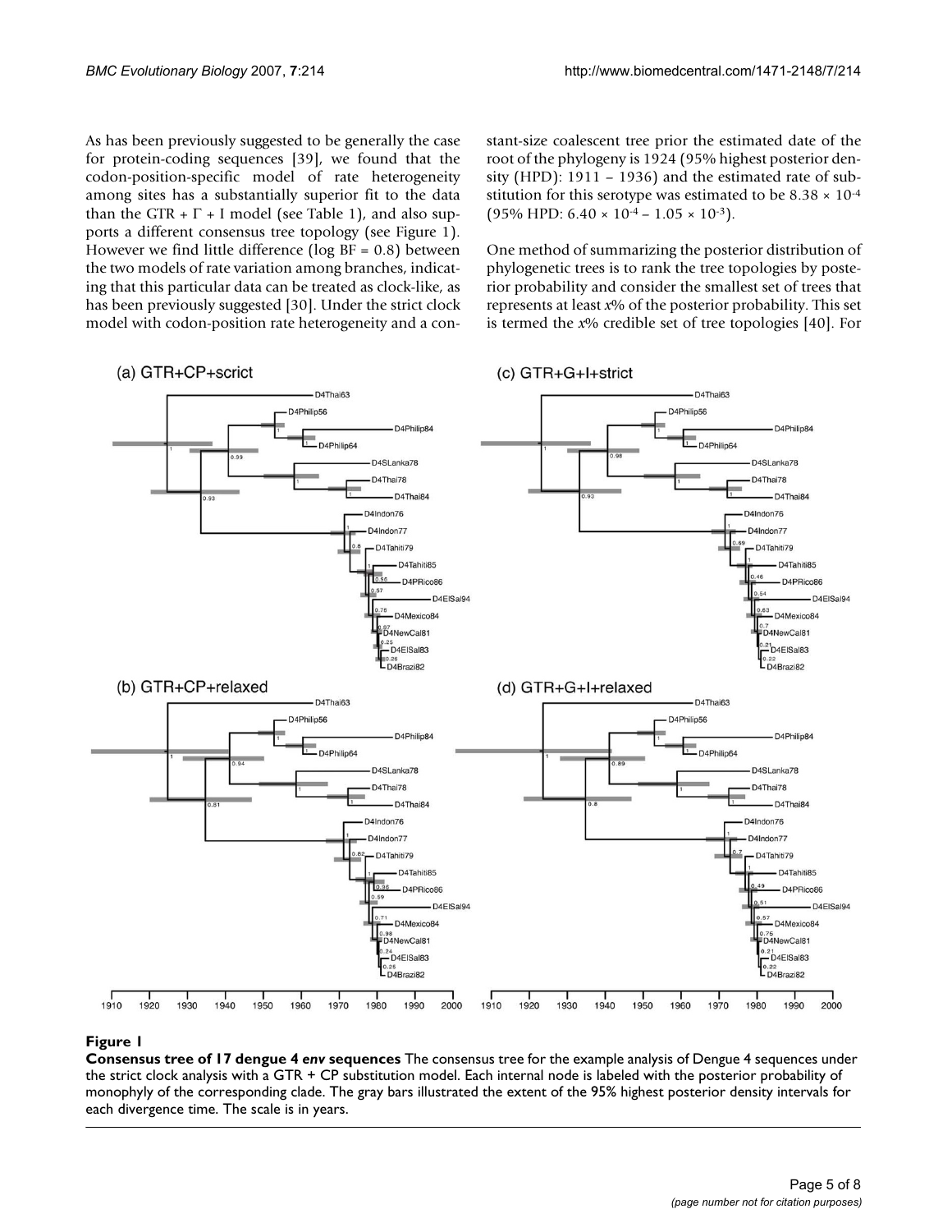As has been previously suggested to be generally the case for protein-coding sequences [39], we found that the codon-position-specific model of rate heterogeneity among sites has a substantially superior fit to the data than the GTR + Γ + I model (see Table 1), and also supports a different consensus tree topology (see Figure 1). However we find little difference (log BF = 0.8) between the two models of rate variation among branches, indicating that this particular data can be treated as clock-like, as has been previously suggested [30]. Under the strict clock model with codon-position rate heterogeneity and a constant-size coalescent tree prior the estimated date of the root of the phylogeny is 1924 (95% highest posterior density (HPD): 1911 – 1936) and the estimated rate of substitution for this serotype was estimated to be $8.38 \times 10^{-4}$ (95% HPD: $6.40 \times 10^{-4}$ – $1.05 \times 10^{-3}$).

One method of summarizing the posterior distribution of phylogenetic trees is to rank the tree topologies by posterior probability and consider the smallest set of trees that represents at least *x*% of the posterior probability. This set is termed the *x*% credible set of tree topologies [40]. For

**Figure 1**

**Consensus tree of 17 dengue 4 *env* sequences** The consensus tree for the example analysis of Dengue 4 sequences under the strict clock analysis with a GTR + CP substitution model. Each internal node is labeled with the posterior probability of monophyly of the corresponding clade. The gray bars illustrated the extent of the 95% highest posterior density intervals for each divergence time. The scale is in years.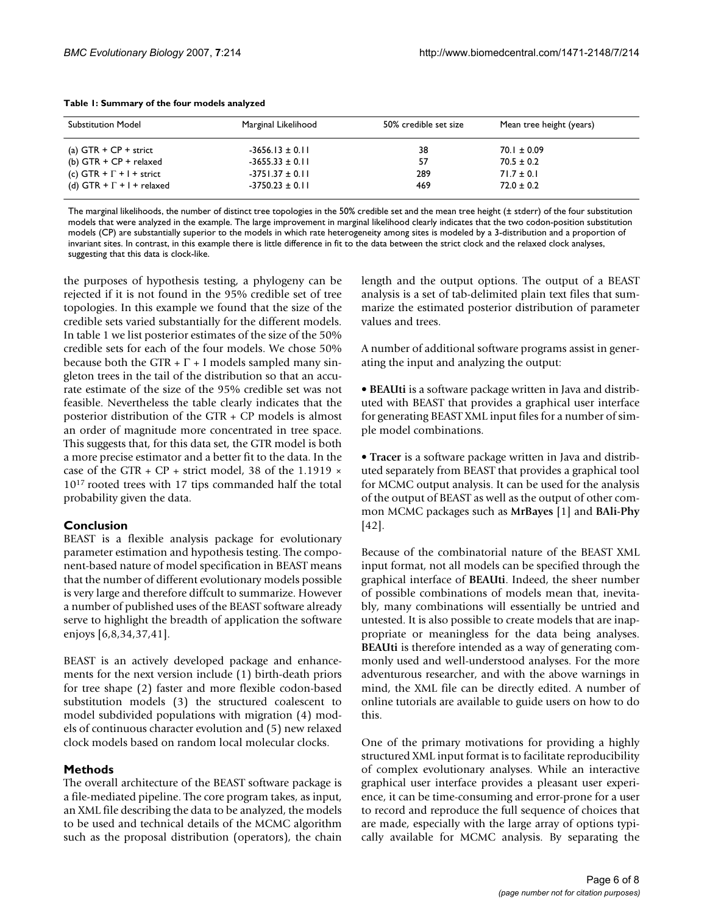**Table 1: Summary of the four models analyzed**

| Substitution Model | Marginal Likelihood | 50% credible set size | Mean tree height (years) |
| --- | --- | --- | --- |
| (a) GTR + CP + strict | -3656.13 ± 0.11 | 38 | 70.1 ± 0.09 |
| (b) GTR + CP + relaxed | -3655.33 ± 0.11 | 57 | 70.5 ± 0.2 |
| (c) GTR + Γ + I + strict | -3751.37 ± 0.11 | 289 | 71.7 ± 0.1 |
| (d) GTR + Γ + I + relaxed | -3750.23 ± 0.11 | 469 | 72.0 ± 0.2 |

The marginal likelihoods, the number of distinct tree topologies in the 50% credible set and the mean tree height (± stderr) of the four substitution models that were analyzed in the example. The large improvement in marginal likelihood clearly indicates that the two codon-position substitution models (CP) are substantially superior to the models in which rate heterogeneity among sites is modeled by a Γ-distribution and a proportion of invariant sites. In contrast, in this example there is little difference in fit to the data between the strict clock and the relaxed clock analyses, suggesting that this data is clock-like.

the purposes of hypothesis testing, a phylogeny can be rejected if it is not found in the 95% credible set of tree topologies. In this example we found that the size of the credible sets varied substantially for the different models. In table 1 we list posterior estimates of the size of the 50% credible sets for each of the four models. We chose 50% because both the GTR + Γ + I models sampled many singleton trees in the tail of the distribution so that an accurate estimate of the size of the 95% credible set was not feasible. Nevertheless the table clearly indicates that the posterior distribution of the GTR + CP models is almost an order of magnitude more concentrated in tree space. This suggests that, for this data set, the GTR model is both a more precise estimator and a better fit to the data. In the case of the GTR + CP + strict model, 38 of the $1.1919 \times 10^{17}$ rooted trees with 17 tips commanded half the total probability given the data.

## Conclusion

BEAST is a flexible analysis package for evolutionary parameter estimation and hypothesis testing. The component-based nature of model specification in BEAST means that the number of different evolutionary models possible is very large and therefore diffcult to summarize. However a number of published uses of the BEAST software already serve to highlight the breadth of application the software enjoys [6,8,34,37,41].

BEAST is an actively developed package and enhancements for the next version include (1) birth-death priors for tree shape (2) faster and more flexible codon-based substitution models (3) the structured coalescent to model subdivided populations with migration (4) models of continuous character evolution and (5) new relaxed clock models based on random local molecular clocks.

## Methods

The overall architecture of the BEAST software package is a file-mediated pipeline. The core program takes, as input, an XML file describing the data to be analyzed, the models to be used and technical details of the MCMC algorithm such as the proposal distribution (operators), the chain length and the output options. The output of a BEAST analysis is a set of tab-delimited plain text files that summarize the estimated posterior distribution of parameter values and trees.

A number of additional software programs assist in generating the input and analyzing the output:

• **BEAUti** is a software package written in Java and distributed with BEAST that provides a graphical user interface for generating BEAST XML input files for a number of simple model combinations.

• **Tracer** is a software package written in Java and distributed separately from BEAST that provides a graphical tool for MCMC output analysis. It can be used for the analysis of the output of BEAST as well as the output of other common MCMC packages such as **MrBayes** [1] and **BAli-Phy** [42].

Because of the combinatorial nature of the BEAST XML input format, not all models can be specified through the graphical interface of **BEAUti**. Indeed, the sheer number of possible combinations of models mean that, inevitably, many combinations will essentially be untried and untested. It is also possible to create models that are inappropriate or meaningless for the data being analyses. **BEAUti** is therefore intended as a way of generating commonly used and well-understood analyses. For the more adventurous researcher, and with the above warnings in mind, the XML file can be directly edited. A number of online tutorials are available to guide users on how to do this.

One of the primary motivations for providing a highly structured XML input format is to facilitate reproducibility of complex evolutionary analyses. While an interactive graphical user interface provides a pleasant user experience, it can be time-consuming and error-prone for a user to record and reproduce the full sequence of choices that are made, especially with the large array of options typically available for MCMC analysis. By separating the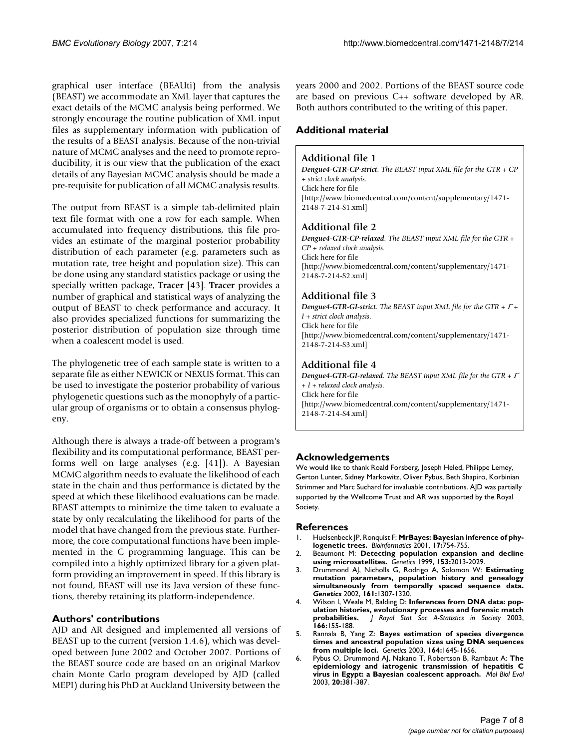graphical user interface (BEAUti) from the analysis (BEAST) we accommodate an XML layer that captures the exact details of the MCMC analysis being performed. We strongly encourage the routine publication of XML input files as supplementary information with publication of the results of a BEAST analysis. Because of the non-trivial nature of MCMC analyses and the need to promote reproducibility, it is our view that the publication of the exact details of any Bayesian MCMC analysis should be made a pre-requisite for publication of all MCMC analysis results.

The output from BEAST is a simple tab-delimited plain text file format with one a row for each sample. When accumulated into frequency distributions, this file provides an estimate of the marginal posterior probability distribution of each parameter (e.g. parameters such as mutation rate, tree height and population size). This can be done using any standard statistics package or using the specially written package, **Tracer** [43]. **Tracer** provides a number of graphical and statistical ways of analyzing the output of BEAST to check performance and accuracy. It also provides specialized functions for summarizing the posterior distribution of population size through time when a coalescent model is used.

The phylogenetic tree of each sample state is written to a separate file as either NEWICK or NEXUS format. This can be used to investigate the posterior probability of various phylogenetic questions such as the monophyly of a particular group of organisms or to obtain a consensus phylogeny.

Although there is always a trade-off between a program's flexibility and its computational performance, BEAST performs well on large analyses (e.g. [41]). A Bayesian MCMC algorithm needs to evaluate the likelihood of each state in the chain and thus performance is dictated by the speed at which these likelihood evaluations can be made. BEAST attempts to minimize the time taken to evaluate a state by only recalculating the likelihood for parts of the model that have changed from the previous state. Furthermore, the core computational functions have been implemented in the C programming language. This can be compiled into a highly optimized library for a given platform providing an improvement in speed. If this library is not found, BEAST will use its Java version of these functions, thereby retaining its platform-independence.

## Authors' contributions

AJD and AR designed and implemented all versions of BEAST up to the current (version 1.4.6), which was developed between June 2002 and October 2007. Portions of the BEAST source code are based on an original Markov chain Monte Carlo program developed by AJD (called MEPI) during his PhD at Auckland University between the years 2000 and 2002. Portions of the BEAST source code are based on previous C++ software developed by AR. Both authors contributed to the writing of this paper.

## Additional material

### Additional file 1

***Dengue4-GTR-CP-strict****. The BEAST input XML file for the GTR + CP + strict clock analysis.*
Click here for file
[http://www.biomedcentral.com/content/supplementary/1471-2148-7-214-S1.xml]

### Additional file 2

***Dengue4-GTR-CP-relaxed****. The BEAST input XML file for the GTR + CP + relaxed clock analysis.*
Click here for file
[http://www.biomedcentral.com/content/supplementary/1471-2148-7-214-S2.xml]

### Additional file 3

***Dengue4-GTR-GI-strict****. The BEAST input XML file for the GTR + Γ + I + strict clock analysis.*
Click here for file
[http://www.biomedcentral.com/content/supplementary/1471-2148-7-214-S3.xml]

### Additional file 4

***Dengue4-GTR-GI-relaxed****. The BEAST input XML file for the GTR + Γ + I + relaxed clock analysis.*
Click here for file
[http://www.biomedcentral.com/content/supplementary/1471-2148-7-214-S4.xml]

## Acknowledgements

We would like to thank Roald Forsberg, Joseph Heled, Philippe Lemey, Gerton Lunter, Sidney Markowitz, Oliver Pybus, Beth Shapiro, Korbinian Strimmer and Marc Suchard for invaluable contributions. AJD was partially supported by the Wellcome Trust and AR was supported by the Royal Society.

## References

1. Huelsenbeck JP, Ronquist F: **MrBayes: Bayesian inference of phylogenetic trees.** *Bioinformatics* 2001, **17:**754-755.
2. Beaumont M: **Detecting population expansion and decline using microsatellites.** *Genetics* 1999, **153:**2013-2029.
3. Drummond AJ, Nicholls G, Rodrigo A, Solomon W: **Estimating mutation parameters, population history and genealogy simultaneously from temporally spaced sequence data.** *Genetics* 2002, **161:**1307-1320.
4. Wilson I, Weale M, Balding D: **Inferences from DNA data: population histories, evolutionary processes and forensic match probabilities.** *J Royal Stat Soc A-Statistics in Society* 2003, **166:**155-188.
5. Rannala B, Yang Z: **Bayes estimation of species divergence times and ancestral population sizes using DNA sequences from multiple loci.** *Genetics* 2003, **164:**1645-1656.
6. Pybus O, Drummond AJ, Nakano T, Robertson B, Rambaut A: **The epidemiology and iatrogenic transmission of hepatitis C virus in Egypt: a Bayesian coalescent approach.** *Mol Biol Evol* 2003, **20:**381-387.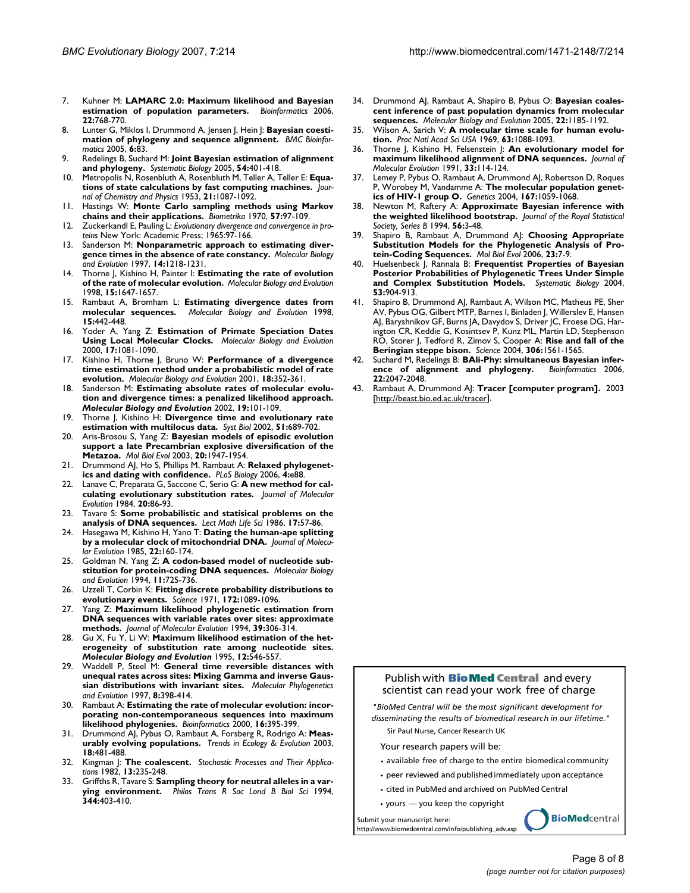7. Kuhner M: **LAMARC 2.0: Maximum likelihood and Bayesian estimation of population parameters.** *Bioinformatics* 2006, **22:**768-770.
8. Lunter G, Miklos I, Drummond A, Jensen J, Hein J: **Bayesian coestimation of phylogeny and sequence alignment.** *BMC Bioinformatics* 2005, **6:**83.
9. Redelings B, Suchard M: **Joint Bayesian estimation of alignment and phylogeny.** *Systematic Biology* 2005, **54:**401-418.
10. Metropolis N, Rosenbluth A, Rosenbluth M, Teller A, Teller E: **Equations of state calculations by fast computing machines.** *Journal of Chemistry and Physics* 1953, **21:**1087-1092.
11. Hastings W: **Monte Carlo sampling methods using Markov chains and their applications.** *Biometrika* 1970, **57:**97-109.
12. Zuckerkandl E, Pauling L: *Evolutionary divergence and convergence in proteins* New York: Academic Press; 1965:97-166.
13. Sanderson M: **Nonparametric approach to estimating divergence times in the absence of rate constancy.** *Molecular Biology and Evolution* 1997, **14:**1218-1231.
14. Thorne J, Kishino H, Painter I: **Estimating the rate of evolution of the rate of molecular evolution.** *Molecular Biology and Evolution* 1998, **15:**1647-1657.
15. Rambaut A, Bromham L: **Estimating divergence dates from molecular sequences.** *Molecular Biology and Evolution* 1998, **15:**442-448.
16. Yoder A, Yang Z: **Estimation of Primate Speciation Dates Using Local Molecular Clocks.** *Molecular Biology and Evolution* 2000, **17:**1081-1090.
17. Kishino H, Thorne J, Bruno W: **Performance of a divergence time estimation method under a probabilistic model of rate evolution.** *Molecular Biology and Evolution* 2001, **18:**352-361.
18. Sanderson M: **Estimating absolute rates of molecular evolution and divergence times: a penalized likelihood approach.** *Molecular Biology and Evolution* 2002, **19:**101-109.
19. Thorne J, Kishino H: **Divergence time and evolutionary rate estimation with multilocus data.** *Syst Biol* 2002, **51:**689-702.
20. Aris-Brosou S, Yang Z: **Bayesian models of episodic evolution support a late Precambrian explosive diversification of the Metazoa.** *Mol Biol Evol* 2003, **20:**1947-1954.
21. Drummond AJ, Ho S, Phillips M, Rambaut A: **Relaxed phylogenetics and dating with confidence.** *PLoS Biology* 2006, **4:**e88.
22. Lanave C, Preparata G, Saccone C, Serio G: **A new method for calculating evolutionary substitution rates.** *Journal of Molecular Evolution* 1984, **20:**86-93.
23. Tavare S: **Some probabilistic and statisical problems on the analysis of DNA sequences.** *Lect Math Life Sci* 1986, **17:**57-86.
24. Hasegawa M, Kishino H, Yano T: **Dating the human-ape splitting by a molecular clock of mitochondrial DNA.** *Journal of Molecular Evolution* 1985, **22:**160-174.
25. Goldman N, Yang Z: **A codon-based model of nucleotide substitution for protein-coding DNA sequences.** *Molecular Biology and Evolution* 1994, **11:**725-736.
26. Uzzell T, Corbin K: **Fitting discrete probability distributions to evolutionary events.** *Science* 1971, **172:**1089-1096.
27. Yang Z: **Maximum likelihood phylogenetic estimation from DNA sequences with variable rates over sites: approximate methods.** *Journal of Molecular Evolution* 1994, **39:**306-314.
28. Gu X, Fu Y, Li W: **Maximum likelihood estimation of the heterogeneity of substitution rate among nucleotide sites.** *Molecular Biology and Evolution* 1995, **12:**546-557.
29. Waddell P, Steel M: **General time reversible distances with unequal rates across sites: Mixing Gamma and inverse Gaussian distributions with invariant sites.** *Molecular Phylogenetics and Evolution* 1997, **8:**398-414.
30. Rambaut A: **Estimating the rate of molecular evolution: incorporating non-contemporaneous sequences into maximum likelihood phylogenies.** *Bioinformatics* 2000, **16:**395-399.
31. Drummond AJ, Pybus O, Rambaut A, Forsberg R, Rodrigo A: **Measurably evolving populations.** *Trends in Ecology & Evolution* 2003, **18:**481-488.
32. Kingman J: **The coalescent.** *Stochastic Processes and Their Applications* 1982, **13:**235-248.
33. Griffths R, Tavare S: **Sampling theory for neutral alleles in a varying environment.** *Philos Trans R Soc Lond B Biol Sci* 1994, **344:**403-410.
34. Drummond AJ, Rambaut A, Shapiro B, Pybus O: **Bayesian coalescent inference of past population dynamics from molecular sequences.** *Molecular Biology and Evolution* 2005, **22:**1185-1192.
35. Wilson A, Sarich V: **A molecular time scale for human evolution.** *Proc Natl Acad Sci USA* 1969, **63:**1088-1093.
36. Thorne J, Kishino H, Felsenstein J: **An evolutionary model for maximum likelihood alignment of DNA sequences.** *Journal of Molecular Evolution* 1991, **33:**114-124.
37. Lemey P, Pybus O, Rambaut A, Drummond AJ, Robertson D, Roques P, Worobey M, Vandamme A: **The molecular population genetics of HIV-1 group O.** *Genetics* 2004, **167:**1059-1068.
38. Newton M, Raftery A: **Approximate Bayesian inference with the weighted likelihood bootstrap.** *Journal of the Royal Statistical Society, Series B* 1994, **56:**3-48.
39. Shapiro B, Rambaut A, Drummond AJ: **Choosing Appropriate Substitution Models for the Phylogenetic Analysis of Protein-Coding Sequences.** *Mol Biol Evol* 2006, **23:**7-9.
40. Huelsenbeck J, Rannala B: **Frequentist Properties of Bayesian Posterior Probabilities of Phylogenetic Trees Under Simple and Complex Substitution Models.** *Systematic Biology* 2004, **53:**904-913.
41. Shapiro B, Drummond AJ, Rambaut A, Wilson MC, Matheus PE, Sher AV, Pybus OG, Gilbert MTP, Barnes I, Binladen J, Willerslev E, Hansen AJ, Baryshnikov GF, Burns JA, Davydov S, Driver JC, Froese DG, Harington CR, Keddie G, Kosintsev P, Kunz ML, Martin LD, Stephenson RO, Storer J, Tedford R, Zimov S, Cooper A: **Rise and fall of the Beringian steppe bison.** *Science* 2004, **306:**1561-1565.
42. Suchard M, Redelings B: **BAli-Phy: simultaneous Bayesian inference of alignment and phylogeny.** *Bioinformatics* 2006, **22:**2047-2048.
43. Rambaut A, Drummond AJ: **Tracer [computer program].** 2003 [http://beast.bio.ed.ac.uk/tracer].

Publish with **BioMed Central** and every scientist can read your work free of charge

*"BioMed Central will be the most significant development for disseminating the results of biomedical research in our lifetime."*
Sir Paul Nurse, Cancer Research UK

Your research papers will be:

- available free of charge to the entire biomedical community
- peer reviewed and published immediately upon acceptance
- cited in PubMed and archived on PubMed Central
- yours — you keep the copyright

Submit your manuscript here:
http://www.biomedcentral.com/info/publishing_adv.asp

BioMedcentral